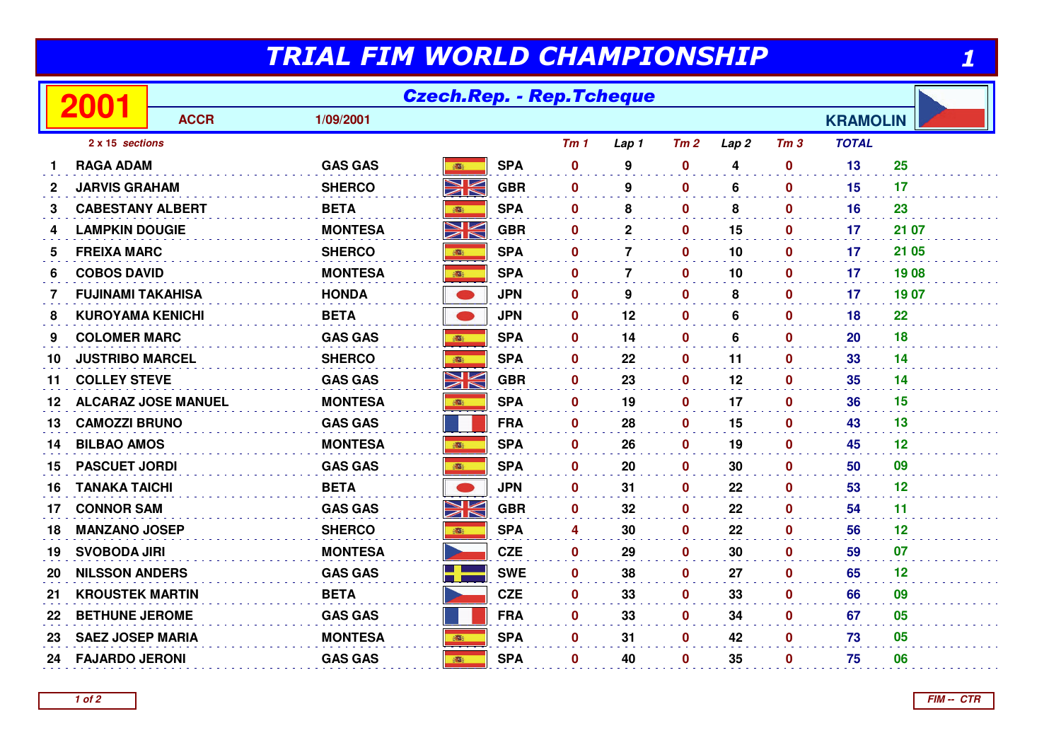# TRIAL FIM WORLD CHAMPIONSHIP

## 2001 — Czech.Rep. - Rep.Tcheque

**ACCR** — 1/09/2001 — **KRAMOLIN**

*2 x 15 sections*

| | | | | Tm 1 | Lap 1 | Tm 2 | Lap 2 | Tm 3 | TOTAL | |
|---|---|---|---|---|---|---|---|---|---|---|
| 1 | RAGA ADAM | GAS GAS | SPA | 0 | 9 | 0 | 4 | 0 | 13 | 25 |
| 2 | JARVIS GRAHAM | SHERCO | GBR | 0 | 9 | 0 | 6 | 0 | 15 | 17 |
| 3 | CABESTANY ALBERT | BETA | SPA | 0 | 8 | 0 | 8 | 0 | 16 | 23 |
| 4 | LAMPKIN DOUGIE | MONTESA | GBR | 0 | 2 | 0 | 15 | 0 | 17 | 21 07 |
| 5 | FREIXA MARC | SHERCO | SPA | 0 | 7 | 0 | 10 | 0 | 17 | 21 05 |
| 6 | COBOS DAVID | MONTESA | SPA | 0 | 7 | 0 | 10 | 0 | 17 | 19 08 |
| 7 | FUJINAMI TAKAHISA | HONDA | JPN | 0 | 9 | 0 | 8 | 0 | 17 | 19 07 |
| 8 | KUROYAMA KENICHI | BETA | JPN | 0 | 12 | 0 | 6 | 0 | 18 | 22 |
| 9 | COLOMER MARC | GAS GAS | SPA | 0 | 14 | 0 | 6 | 0 | 20 | 18 |
| 10 | JUSTRIBO MARCEL | SHERCO | SPA | 0 | 22 | 0 | 11 | 0 | 33 | 14 |
| 11 | COLLEY STEVE | GAS GAS | GBR | 0 | 23 | 0 | 12 | 0 | 35 | 14 |
| 12 | ALCARAZ JOSE MANUEL | MONTESA | SPA | 0 | 19 | 0 | 17 | 0 | 36 | 15 |
| 13 | CAMOZZI BRUNO | GAS GAS | FRA | 0 | 28 | 0 | 15 | 0 | 43 | 13 |
| 14 | BILBAO AMOS | MONTESA | SPA | 0 | 26 | 0 | 19 | 0 | 45 | 12 |
| 15 | PASCUET JORDI | GAS GAS | SPA | 0 | 20 | 0 | 30 | 0 | 50 | 09 |
| 16 | TANAKA TAICHI | BETA | JPN | 0 | 31 | 0 | 22 | 0 | 53 | 12 |
| 17 | CONNOR SAM | GAS GAS | GBR | 0 | 32 | 0 | 22 | 0 | 54 | 11 |
| 18 | MANZANO JOSEP | SHERCO | SPA | 4 | 30 | 0 | 22 | 0 | 56 | 12 |
| 19 | SVOBODA JIRI | MONTESA | CZE | 0 | 29 | 0 | 30 | 0 | 59 | 07 |
| 20 | NILSSON ANDERS | GAS GAS | SWE | 0 | 38 | 0 | 27 | 0 | 65 | 12 |
| 21 | KROUSTEK MARTIN | BETA | CZE | 0 | 33 | 0 | 33 | 0 | 66 | 09 |
| 22 | BETHUNE JEROME | GAS GAS | FRA | 0 | 33 | 0 | 34 | 0 | 67 | 05 |
| 23 | SAEZ JOSEP MARIA | MONTESA | SPA | 0 | 31 | 0 | 42 | 0 | 73 | 05 |
| 24 | FAJARDO JERONI | GAS GAS | SPA | 0 | 40 | 0 | 35 | 0 | 75 | 06 |

FIM -- CTR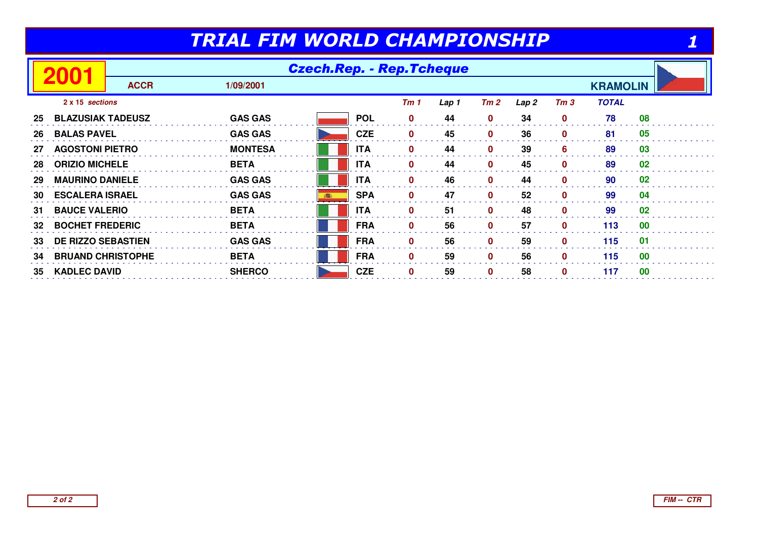# TRIAL FIM WORLD CHAMPIONSHIP

## 2001 — Czech.Rep. - Rep.Tcheque

**ACCR** 1/09/2001 **KRAMOLIN**

*2 x 15 sections*

| | | | | Tm 1 | Lap 1 | Tm 2 | Lap 2 | Tm 3 | TOTAL | |
|---|---|---|---|---|---|---|---|---|---|---|
| 25 | BLAZUSIAK TADEUSZ | GAS GAS | POL | 0 | 44 | 0 | 34 | 0 | 78 | 08 |
| 26 | BALAS PAVEL | GAS GAS | CZE | 0 | 45 | 0 | 36 | 0 | 81 | 05 |
| 27 | AGOSTONI PIETRO | MONTESA | ITA | 0 | 44 | 0 | 39 | 6 | 89 | 03 |
| 28 | ORIZIO MICHELE | BETA | ITA | 0 | 44 | 0 | 45 | 0 | 89 | 02 |
| 29 | MAURINO DANIELE | GAS GAS | ITA | 0 | 46 | 0 | 44 | 0 | 90 | 02 |
| 30 | ESCALERA ISRAEL | GAS GAS | SPA | 0 | 47 | 0 | 52 | 0 | 99 | 04 |
| 31 | BAUCE VALERIO | BETA | ITA | 0 | 51 | 0 | 48 | 0 | 99 | 02 |
| 32 | BOCHET FREDERIC | BETA | FRA | 0 | 56 | 0 | 57 | 0 | 113 | 00 |
| 33 | DE RIZZO SEBASTIEN | GAS GAS | FRA | 0 | 56 | 0 | 59 | 0 | 115 | 01 |
| 34 | BRUAND CHRISTOPHE | BETA | FRA | 0 | 59 | 0 | 56 | 0 | 115 | 00 |
| 35 | KADLEC DAVID | SHERCO | CZE | 0 | 59 | 0 | 58 | 0 | 117 | 00 |

FIM -- CTR